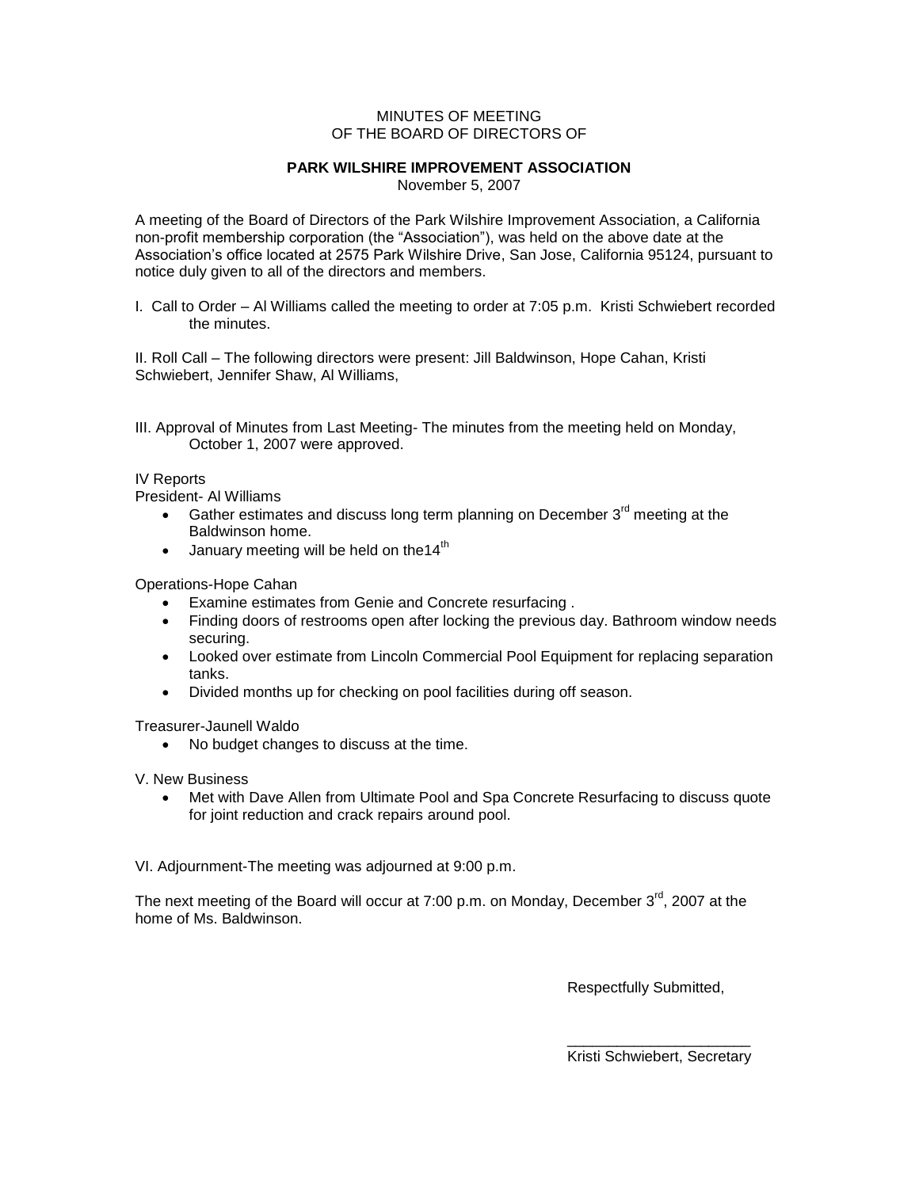MINUTES OF MEETING
OF THE BOARD OF DIRECTORS OF

**PARK WILSHIRE IMPROVEMENT ASSOCIATION**
November 5, 2007

A meeting of the Board of Directors of the Park Wilshire Improvement Association, a California non-profit membership corporation (the "Association"), was held on the above date at the Association's office located at 2575 Park Wilshire Drive, San Jose, California 95124, pursuant to notice duly given to all of the directors and members.

I. Call to Order – Al Williams called the meeting to order at 7:05 p.m. Kristi Schwiebert recorded the minutes.

II. Roll Call – The following directors were present: Jill Baldwinson, Hope Cahan, Kristi Schwiebert, Jennifer Shaw, Al Williams,

III. Approval of Minutes from Last Meeting- The minutes from the meeting held on Monday, October 1, 2007 were approved.

IV Reports

President- Al Williams

- Gather estimates and discuss long term planning on December 3rd meeting at the Baldwinson home.
- January meeting will be held on the14th

Operations-Hope Cahan

- Examine estimates from Genie and Concrete resurfacing .
- Finding doors of restrooms open after locking the previous day. Bathroom window needs securing.
- Looked over estimate from Lincoln Commercial Pool Equipment for replacing separation tanks.
- Divided months up for checking on pool facilities during off season.

Treasurer-Jaunell Waldo

- No budget changes to discuss at the time.

V. New Business

- Met with Dave Allen from Ultimate Pool and Spa Concrete Resurfacing to discuss quote for joint reduction and crack repairs around pool.

VI. Adjournment-The meeting was adjourned at 9:00 p.m.

The next meeting of the Board will occur at 7:00 p.m. on Monday, December 3rd, 2007 at the home of Ms. Baldwinson.

Respectfully Submitted,

\_\_\_\_\_\_\_\_\_\_\_\_\_\_\_\_\_\_\_\_\_\_

Kristi Schwiebert, Secretary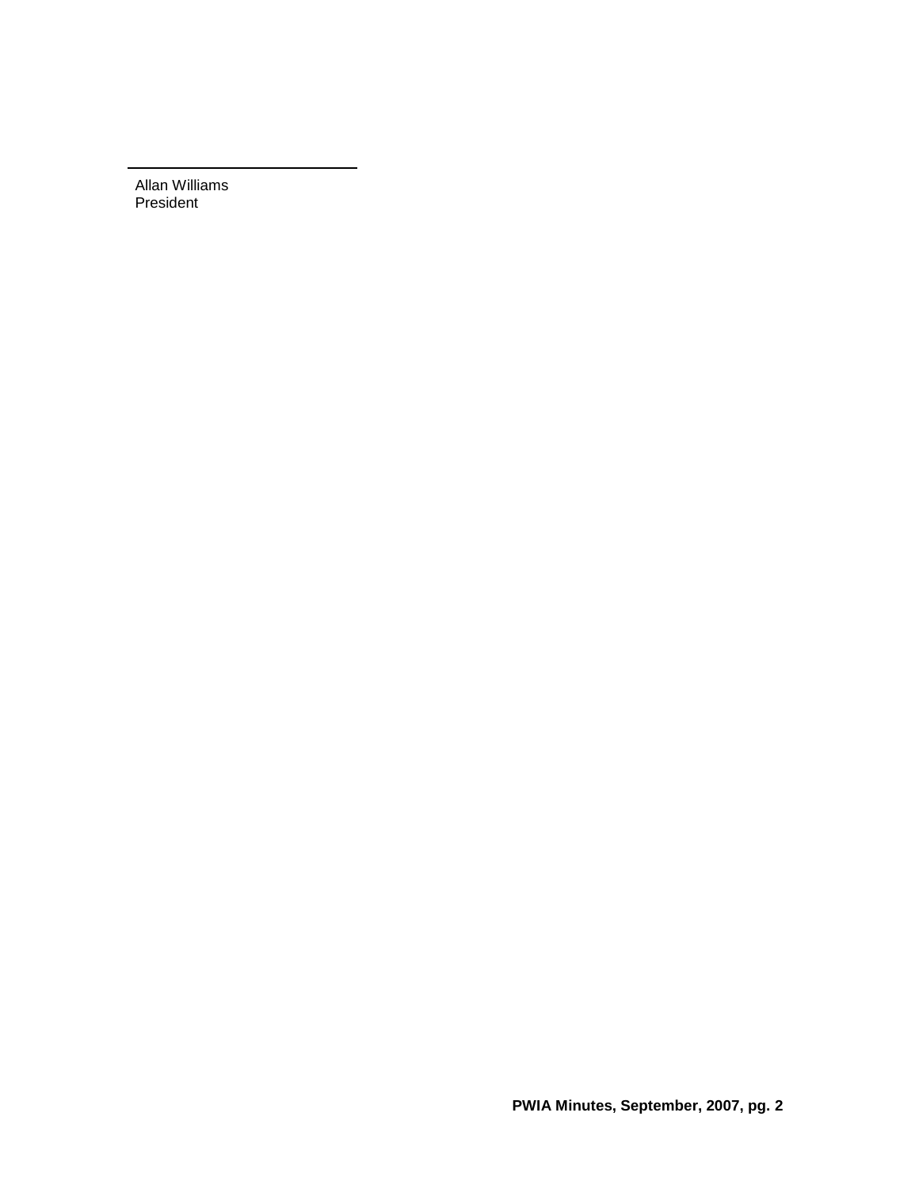\_\_\_\_\_\_\_\_\_\_\_\_\_\_\_\_\_\_\_\_\_\_\_\_\_\_\_\_\_\_

Allan Williams
President